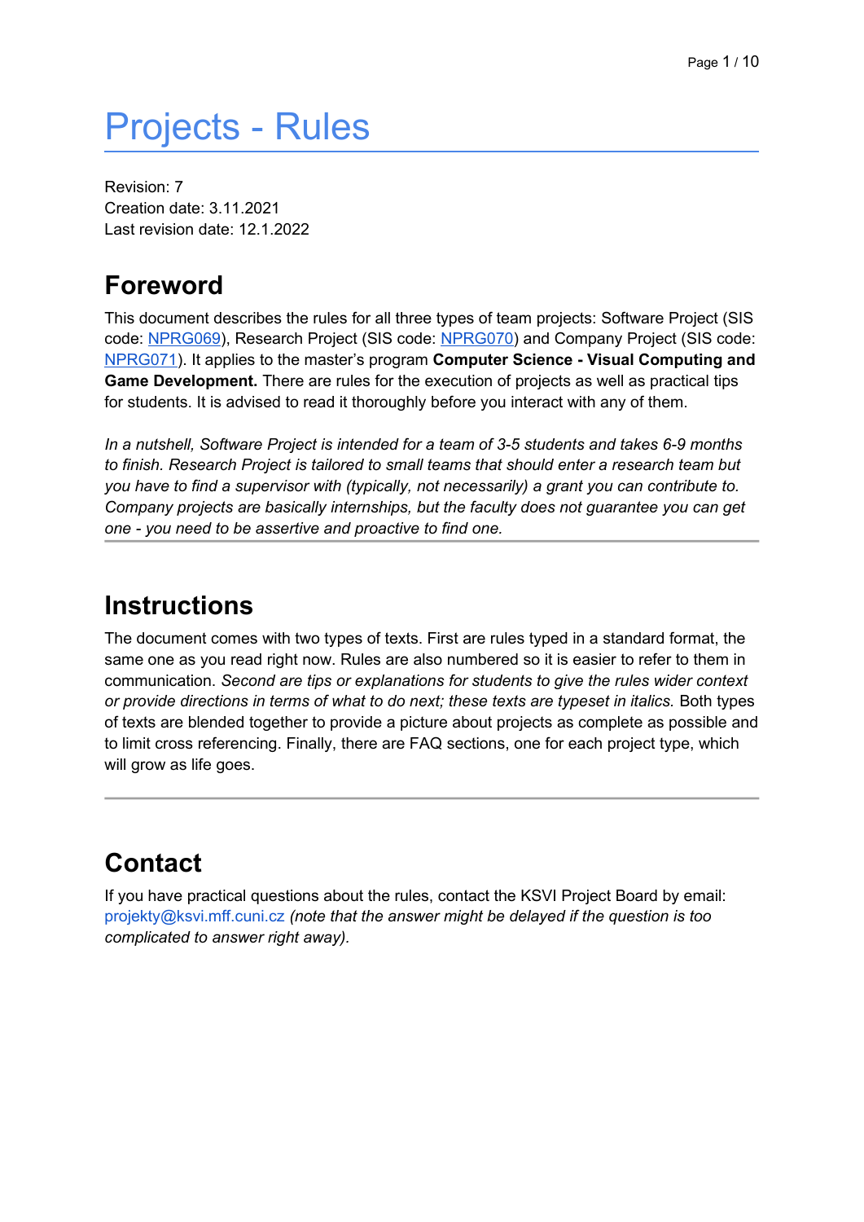# Projects - Rules

Revision: 7
Creation date: 3.11.2021
Last revision date: 12.1.2022

## Foreword

This document describes the rules for all three types of team projects: Software Project (SIS code: NPRG069), Research Project (SIS code: NPRG070) and Company Project (SIS code: NPRG071). It applies to the master's program **Computer Science - Visual Computing and Game Development.** There are rules for the execution of projects as well as practical tips for students. It is advised to read it thoroughly before you interact with any of them.

*In a nutshell, Software Project is intended for a team of 3-5 students and takes 6-9 months to finish. Research Project is tailored to small teams that should enter a research team but you have to find a supervisor with (typically, not necessarily) a grant you can contribute to. Company projects are basically internships, but the faculty does not guarantee you can get one - you need to be assertive and proactive to find one.*

---

## Instructions

The document comes with two types of texts. First are rules typed in a standard format, the same one as you read right now. Rules are also numbered so it is easier to refer to them in communication. *Second are tips or explanations for students to give the rules wider context or provide directions in terms of what to do next; these texts are typeset in italics.* Both types of texts are blended together to provide a picture about projects as complete as possible and to limit cross referencing. Finally, there are FAQ sections, one for each project type, which will grow as life goes.

---

## Contact

If you have practical questions about the rules, contact the KSVI Project Board by email: projekty@ksvi.mff.cuni.cz *(note that the answer might be delayed if the question is too complicated to answer right away).*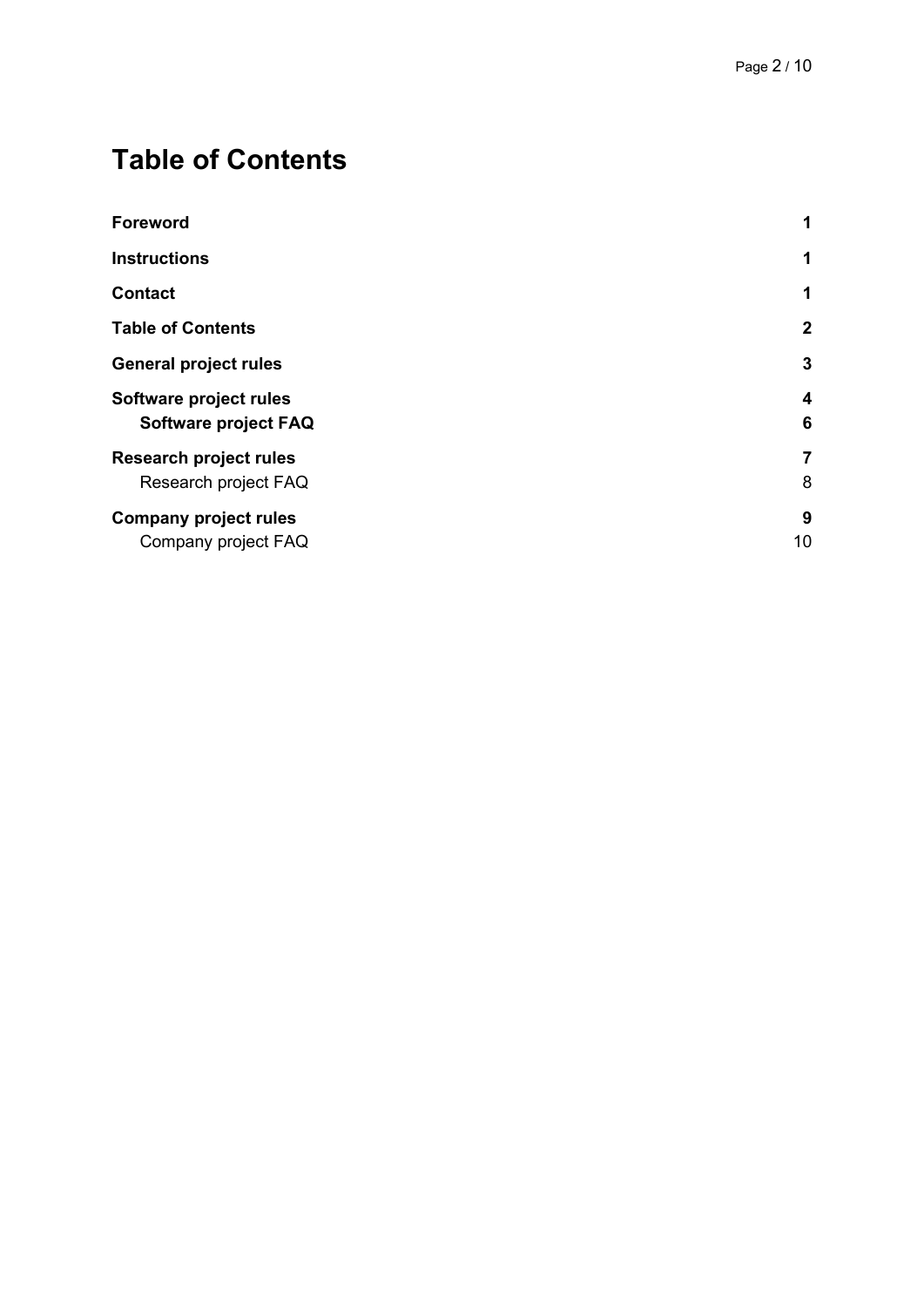# Table of Contents

| | |
|---|---|
| **Foreword** | **1** |
| **Instructions** | **1** |
| **Contact** | **1** |
| **Table of Contents** | **2** |
| **General project rules** | **3** |
| **Software project rules** | **4** |
| &nbsp;&nbsp;&nbsp;&nbsp;**Software project FAQ** | **6** |
| **Research project rules** | **7** |
| &nbsp;&nbsp;&nbsp;&nbsp;Research project FAQ | 8 |
| **Company project rules** | **9** |
| &nbsp;&nbsp;&nbsp;&nbsp;Company project FAQ | 10 |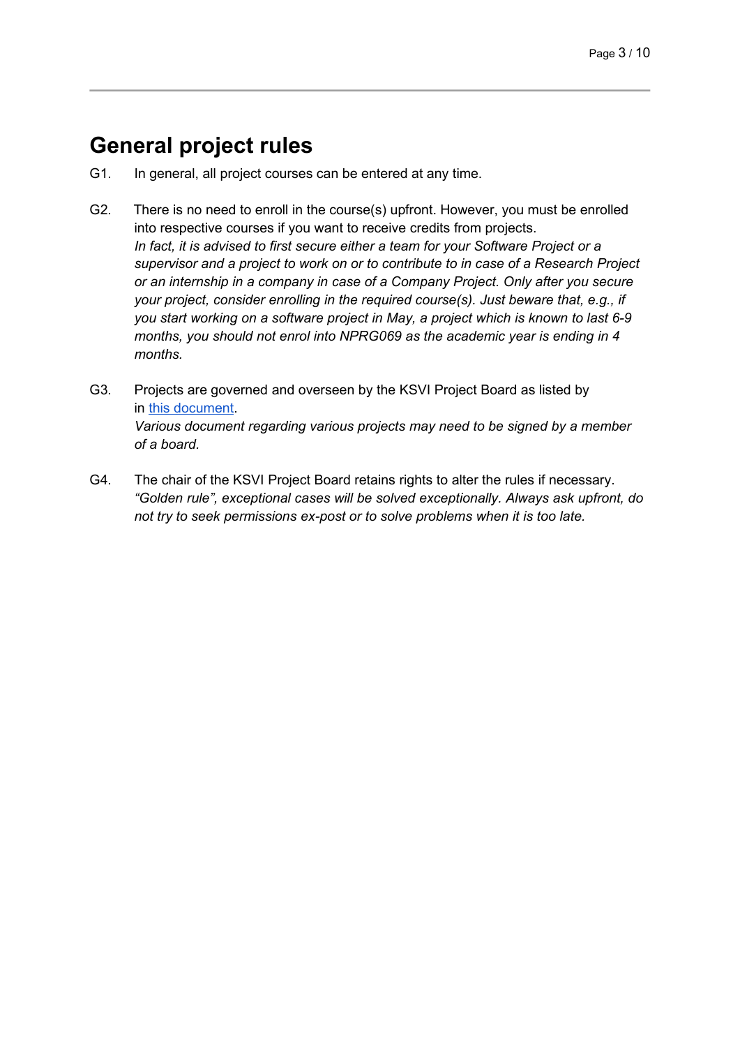## General project rules

G1. In general, all project courses can be entered at any time.

G2. There is no need to enroll in the course(s) upfront. However, you must be enrolled into respective courses if you want to receive credits from projects.
*In fact, it is advised to first secure either a team for your Software Project or a supervisor and a project to work on or to contribute to in case of a Research Project or an internship in a company in case of a Company Project. Only after you secure your project, consider enrolling in the required course(s). Just beware that, e.g., if you start working on a software project in May, a project which is known to last 6-9 months, you should not enrol into NPRG069 as the academic year is ending in 4 months.*

G3. Projects are governed and overseen by the KSVI Project Board as listed by in this document.
*Various document regarding various projects may need to be signed by a member of a board.*

G4. The chair of the KSVI Project Board retains rights to alter the rules if necessary.
*"Golden rule", exceptional cases will be solved exceptionally. Always ask upfront, do not try to seek permissions ex-post or to solve problems when it is too late.*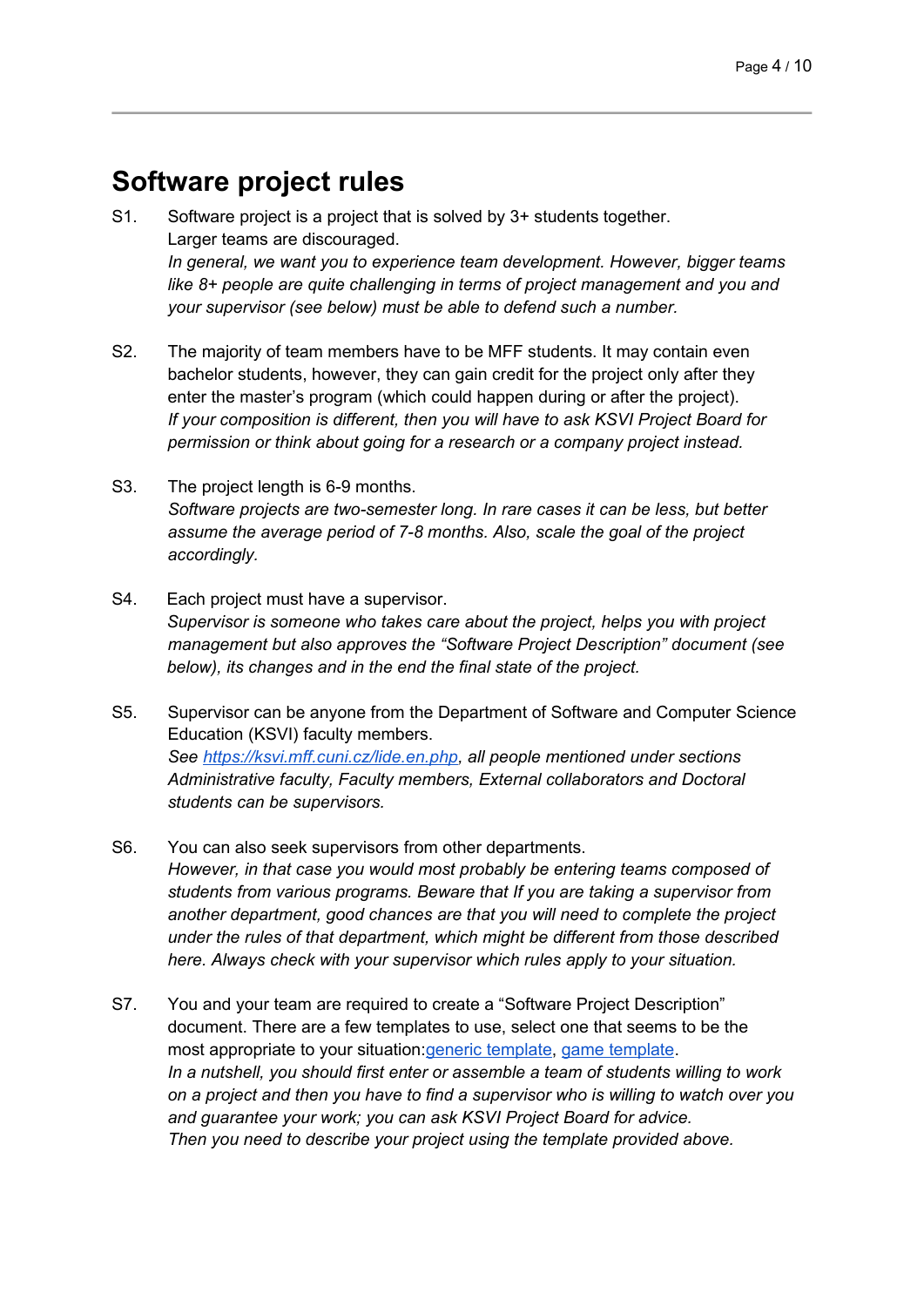# Software project rules

S1. Software project is a project that is solved by 3+ students together.
Larger teams are discouraged.
*In general, we want you to experience team development. However, bigger teams like 8+ people are quite challenging in terms of project management and you and your supervisor (see below) must be able to defend such a number.*

S2. The majority of team members have to be MFF students. It may contain even bachelor students, however, they can gain credit for the project only after they enter the master's program (which could happen during or after the project).
*If your composition is different, then you will have to ask KSVI Project Board for permission or think about going for a research or a company project instead.*

S3. The project length is 6-9 months.
*Software projects are two-semester long. In rare cases it can be less, but better assume the average period of 7-8 months. Also, scale the goal of the project accordingly.*

S4. Each project must have a supervisor.
*Supervisor is someone who takes care about the project, helps you with project management but also approves the "Software Project Description" document (see below), its changes and in the end the final state of the project.*

S5. Supervisor can be anyone from the Department of Software and Computer Science Education (KSVI) faculty members.
*See [https://ksvi.mff.cuni.cz/lide.en.php](https://ksvi.mff.cuni.cz/lide.en.php), all people mentioned under sections Administrative faculty, Faculty members, External collaborators and Doctoral students can be supervisors.*

S6. You can also seek supervisors from other departments.
*However, in that case you would most probably be entering teams composed of students from various programs. Beware that If you are taking a supervisor from another department, good chances are that you will need to complete the project under the rules of that department, which might be different from those described here. Always check with your supervisor which rules apply to your situation.*

S7. You and your team are required to create a "Software Project Description" document. There are a few templates to use, select one that seems to be the most appropriate to your situation:generic template, game template.
*In a nutshell, you should first enter or assemble a team of students willing to work on a project and then you have to find a supervisor who is willing to watch over you and guarantee your work; you can ask KSVI Project Board for advice.*
*Then you need to describe your project using the template provided above.*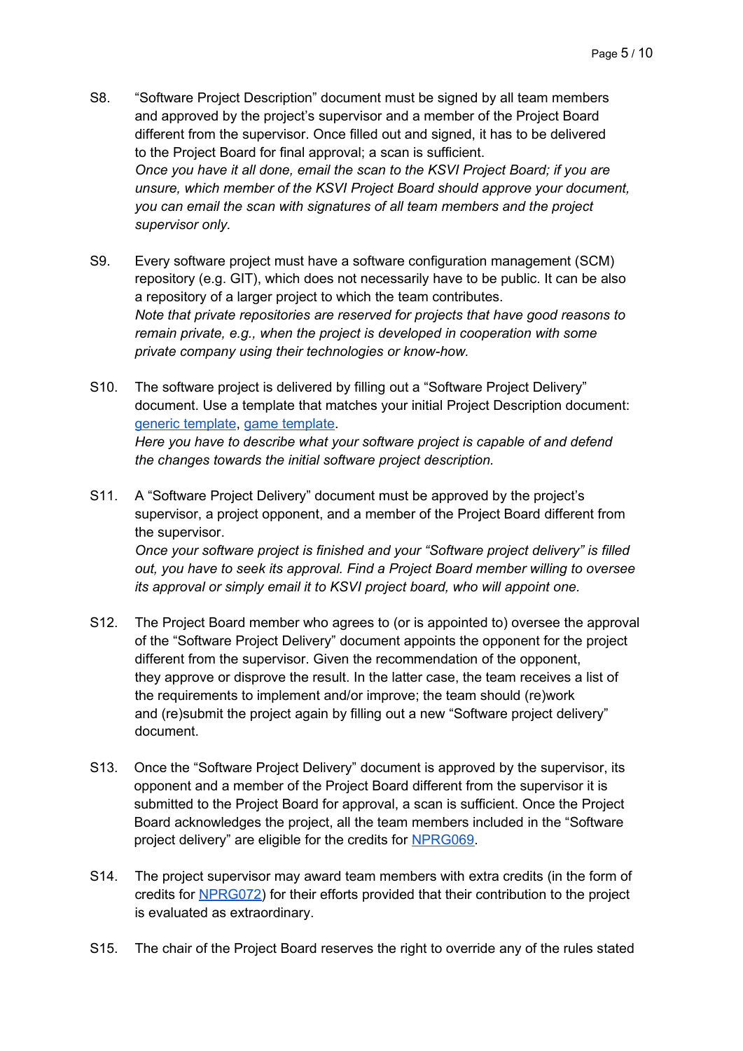S8. "Software Project Description" document must be signed by all team members and approved by the project's supervisor and a member of the Project Board different from the supervisor. Once filled out and signed, it has to be delivered to the Project Board for final approval; a scan is sufficient.
*Once you have it all done, email the scan to the KSVI Project Board; if you are unsure, which member of the KSVI Project Board should approve your document, you can email the scan with signatures of all team members and the project supervisor only.*

S9. Every software project must have a software configuration management (SCM) repository (e.g. GIT), which does not necessarily have to be public. It can be also a repository of a larger project to which the team contributes.
*Note that private repositories are reserved for projects that have good reasons to remain private, e.g., when the project is developed in cooperation with some private company using their technologies or know-how.*

S10. The software project is delivered by filling out a "Software Project Delivery" document. Use a template that matches your initial Project Description document: generic template, game template.
*Here you have to describe what your software project is capable of and defend the changes towards the initial software project description.*

S11. A "Software Project Delivery" document must be approved by the project's supervisor, a project opponent, and a member of the Project Board different from the supervisor.
*Once your software project is finished and your "Software project delivery" is filled out, you have to seek its approval. Find a Project Board member willing to oversee its approval or simply email it to KSVI project board, who will appoint one.*

S12. The Project Board member who agrees to (or is appointed to) oversee the approval of the "Software Project Delivery" document appoints the opponent for the project different from the supervisor. Given the recommendation of the opponent, they approve or disprove the result. In the latter case, the team receives a list of the requirements to implement and/or improve; the team should (re)work and (re)submit the project again by filling out a new "Software project delivery" document.

S13. Once the "Software Project Delivery" document is approved by the supervisor, its opponent and a member of the Project Board different from the supervisor it is submitted to the Project Board for approval, a scan is sufficient. Once the Project Board acknowledges the project, all the team members included in the "Software project delivery" are eligible for the credits for NPRG069.

S14. The project supervisor may award team members with extra credits (in the form of credits for NPRG072) for their efforts provided that their contribution to the project is evaluated as extraordinary.

S15. The chair of the Project Board reserves the right to override any of the rules stated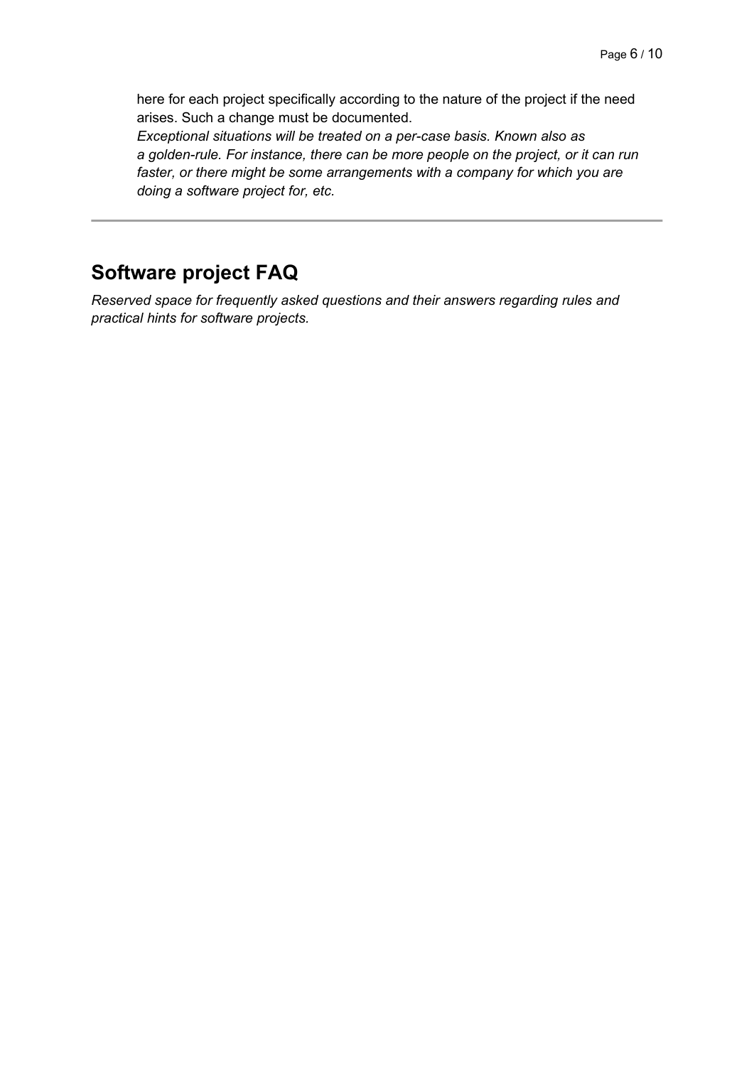here for each project specifically according to the nature of the project if the need arises. Such a change must be documented.
*Exceptional situations will be treated on a per-case basis. Known also as a golden-rule. For instance, there can be more people on the project, or it can run faster, or there might be some arrangements with a company for which you are doing a software project for, etc.*

---

## Software project FAQ

*Reserved space for frequently asked questions and their answers regarding rules and practical hints for software projects.*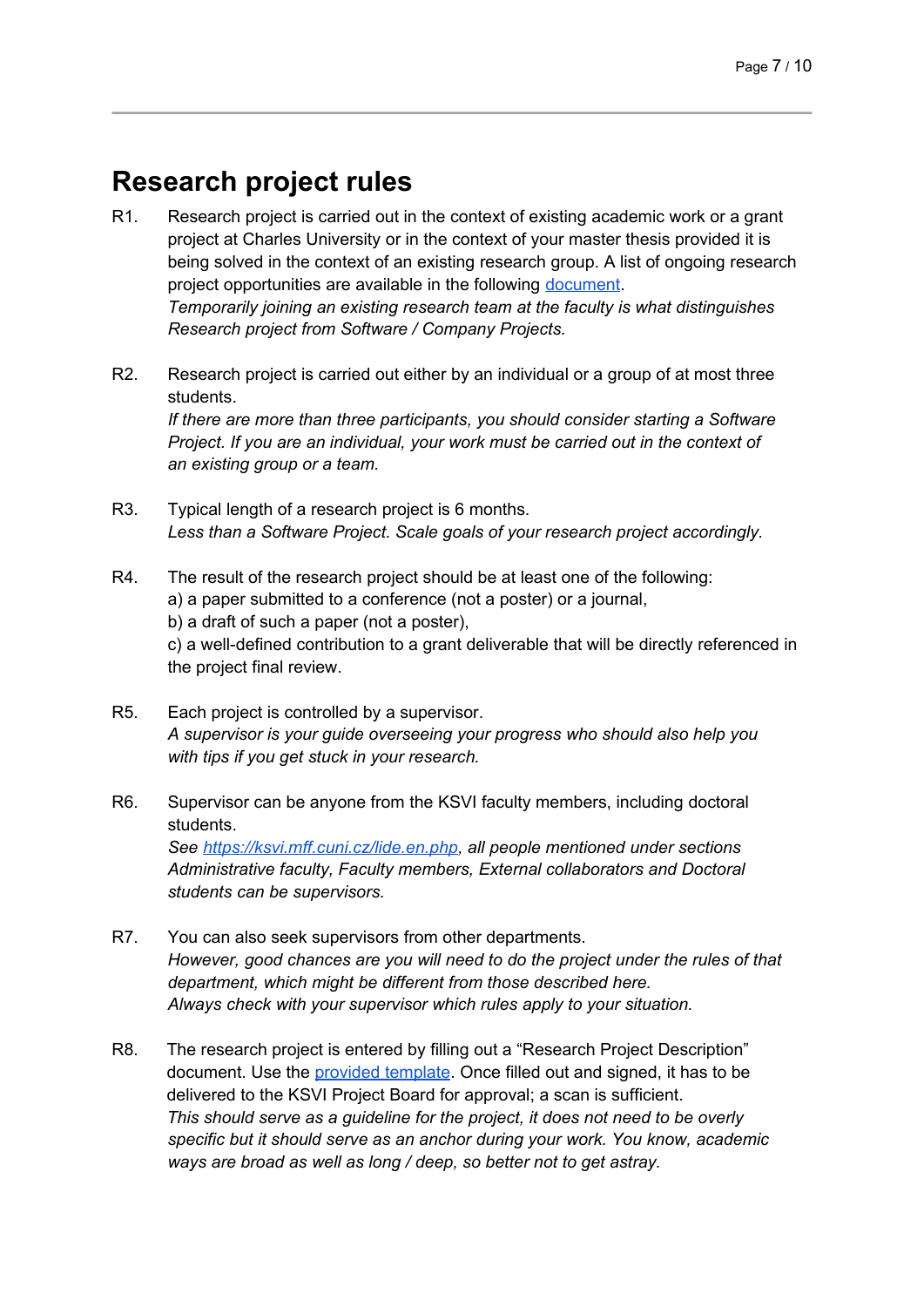# Research project rules

R1. Research project is carried out in the context of existing academic work or a grant project at Charles University or in the context of your master thesis provided it is being solved in the context of an existing research group. A list of ongoing research project opportunities are available in the following [document](#).
*Temporarily joining an existing research team at the faculty is what distinguishes Research project from Software / Company Projects.*

R2. Research project is carried out either by an individual or a group of at most three students.
*If there are more than three participants, you should consider starting a Software Project. If you are an individual, your work must be carried out in the context of an existing group or a team.*

R3. Typical length of a research project is 6 months.
*Less than a Software Project. Scale goals of your research project accordingly.*

R4. The result of the research project should be at least one of the following:
a) a paper submitted to a conference (not a poster) or a journal,
b) a draft of such a paper (not a poster),
c) a well-defined contribution to a grant deliverable that will be directly referenced in the project final review.

R5. Each project is controlled by a supervisor.
*A supervisor is your guide overseeing your progress who should also help you with tips if you get stuck in your research.*

R6. Supervisor can be anyone from the KSVI faculty members, including doctoral students.
*See [https://ksvi.mff.cuni.cz/lide.en.php](https://ksvi.mff.cuni.cz/lide.en.php), all people mentioned under sections Administrative faculty, Faculty members, External collaborators and Doctoral students can be supervisors.*

R7. You can also seek supervisors from other departments.
*However, good chances are you will need to do the project under the rules of that department, which might be different from those described here.*
*Always check with your supervisor which rules apply to your situation.*

R8. The research project is entered by filling out a “Research Project Description” document. Use the [provided template](#). Once filled out and signed, it has to be delivered to the KSVI Project Board for approval; a scan is sufficient.
*This should serve as a guideline for the project, it does not need to be overly specific but it should serve as an anchor during your work. You know, academic ways are broad as well as long / deep, so better not to get astray.*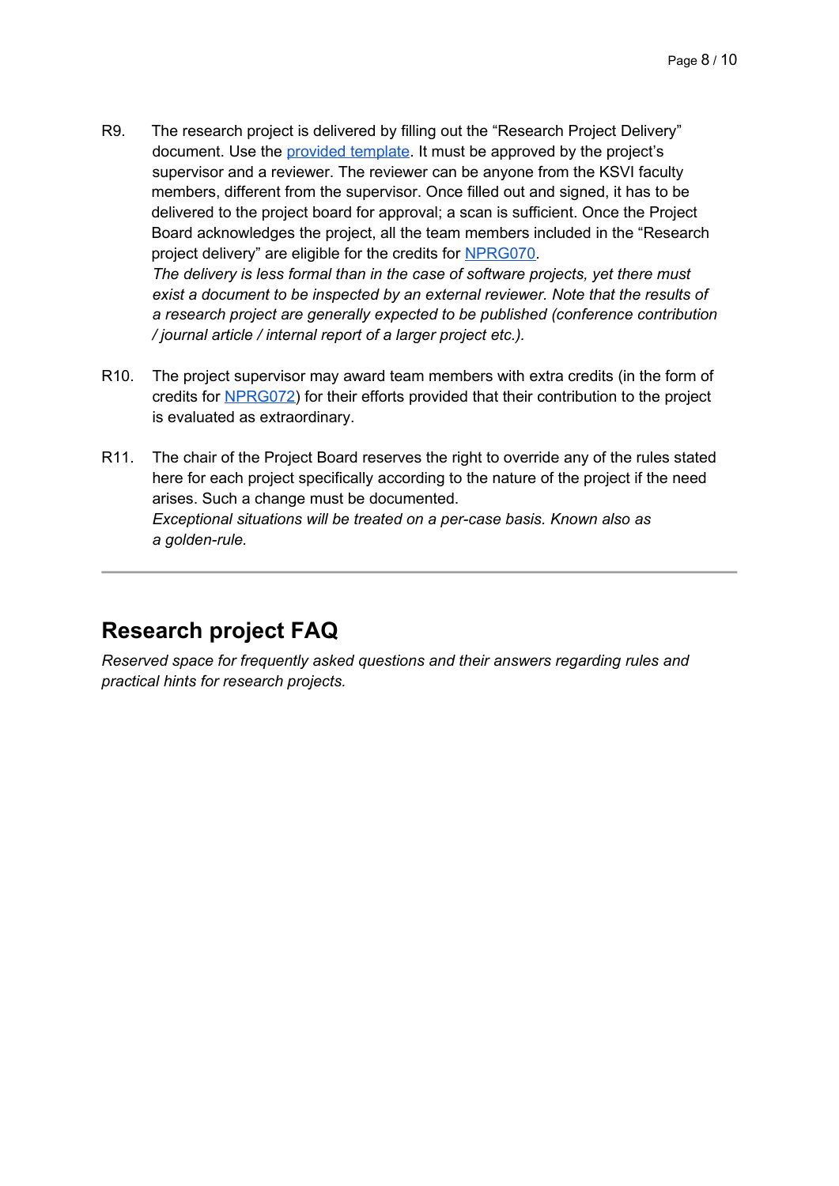R9. The research project is delivered by filling out the "Research Project Delivery" document. Use the provided template. It must be approved by the project's supervisor and a reviewer. The reviewer can be anyone from the KSVI faculty members, different from the supervisor. Once filled out and signed, it has to be delivered to the project board for approval; a scan is sufficient. Once the Project Board acknowledges the project, all the team members included in the "Research project delivery" are eligible for the credits for NPRG070.
*The delivery is less formal than in the case of software projects, yet there must exist a document to be inspected by an external reviewer. Note that the results of a research project are generally expected to be published (conference contribution / journal article / internal report of a larger project etc.).*

R10. The project supervisor may award team members with extra credits (in the form of credits for NPRG072) for their efforts provided that their contribution to the project is evaluated as extraordinary.

R11. The chair of the Project Board reserves the right to override any of the rules stated here for each project specifically according to the nature of the project if the need arises. Such a change must be documented.
*Exceptional situations will be treated on a per-case basis. Known also as a golden-rule.*

---

## Research project FAQ

*Reserved space for frequently asked questions and their answers regarding rules and practical hints for research projects.*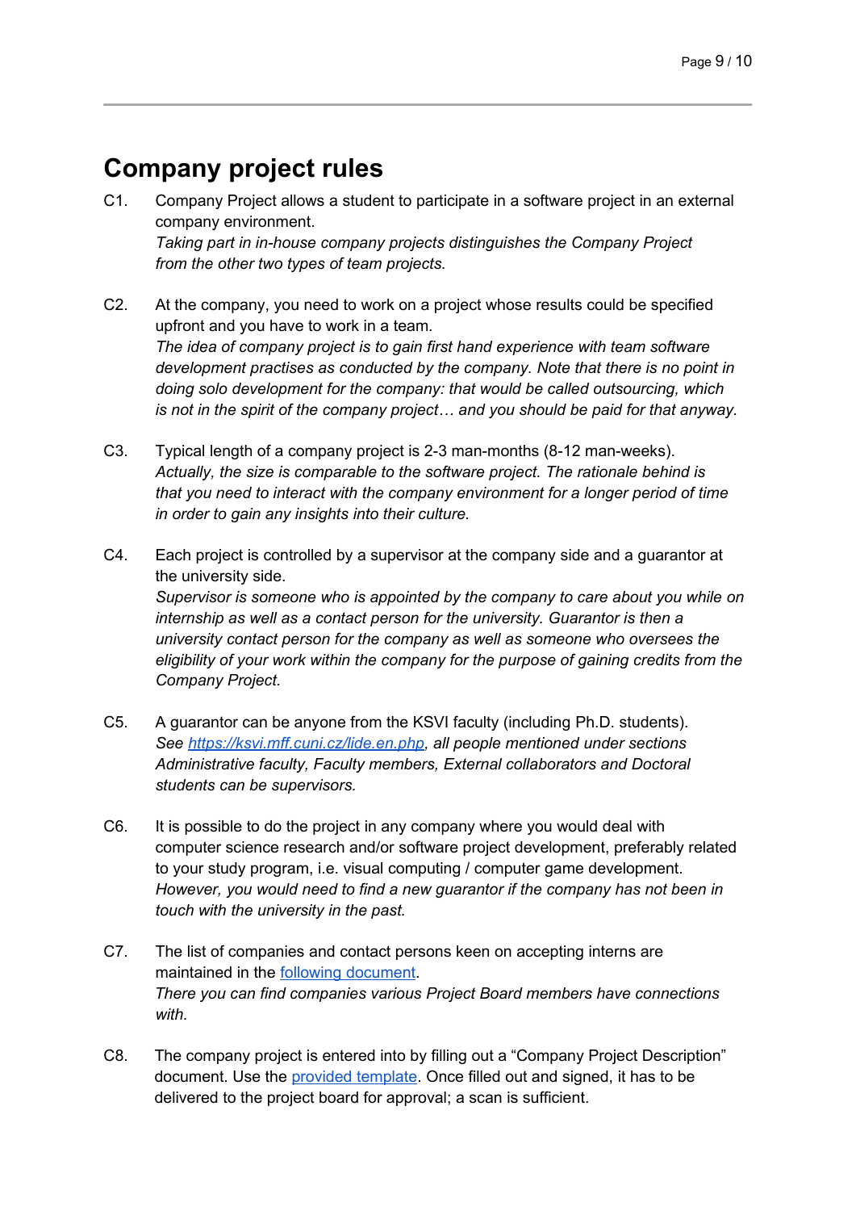# Company project rules

C1. Company Project allows a student to participate in a software project in an external company environment.
*Taking part in in-house company projects distinguishes the Company Project from the other two types of team projects.*

C2. At the company, you need to work on a project whose results could be specified upfront and you have to work in a team.
*The idea of company project is to gain first hand experience with team software development practises as conducted by the company. Note that there is no point in doing solo development for the company: that would be called outsourcing, which is not in the spirit of the company project… and you should be paid for that anyway.*

C3. Typical length of a company project is 2-3 man-months (8-12 man-weeks).
*Actually, the size is comparable to the software project. The rationale behind is that you need to interact with the company environment for a longer period of time in order to gain any insights into their culture.*

C4. Each project is controlled by a supervisor at the company side and a guarantor at the university side.
*Supervisor is someone who is appointed by the company to care about you while on internship as well as a contact person for the university. Guarantor is then a university contact person for the company as well as someone who oversees the eligibility of your work within the company for the purpose of gaining credits from the Company Project.*

C5. A guarantor can be anyone from the KSVI faculty (including Ph.D. students).
*See [https://ksvi.mff.cuni.cz/lide.en.php](https://ksvi.mff.cuni.cz/lide.en.php), all people mentioned under sections Administrative faculty, Faculty members, External collaborators and Doctoral students can be supervisors.*

C6. It is possible to do the project in any company where you would deal with computer science research and/or software project development, preferably related to your study program, i.e. visual computing / computer game development.
*However, you would need to find a new guarantor if the company has not been in touch with the university in the past.*

C7. The list of companies and contact persons keen on accepting interns are maintained in the following document.
*There you can find companies various Project Board members have connections with.*

C8. The company project is entered into by filling out a "Company Project Description" document. Use the provided template. Once filled out and signed, it has to be delivered to the project board for approval; a scan is sufficient.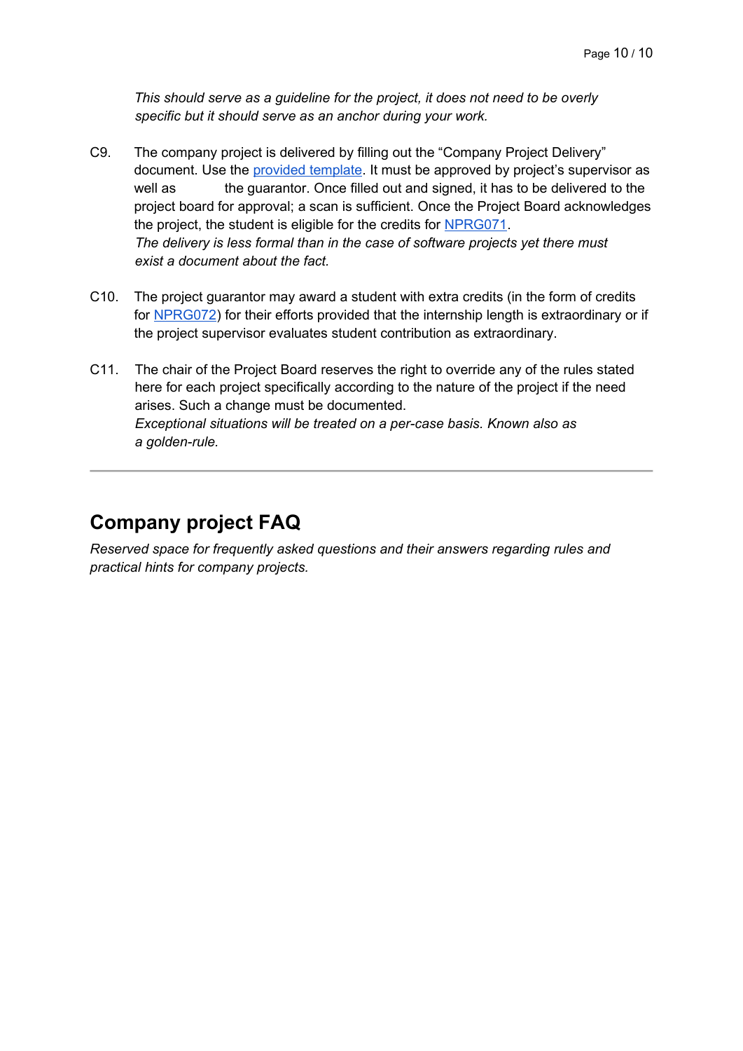*This should serve as a guideline for the project, it does not need to be overly specific but it should serve as an anchor during your work.*

C9. The company project is delivered by filling out the "Company Project Delivery" document. Use the provided template. It must be approved by project's supervisor as well as the guarantor. Once filled out and signed, it has to be delivered to the project board for approval; a scan is sufficient. Once the Project Board acknowledges the project, the student is eligible for the credits for NPRG071.
*The delivery is less formal than in the case of software projects yet there must exist a document about the fact.*

C10. The project guarantor may award a student with extra credits (in the form of credits for NPRG072) for their efforts provided that the internship length is extraordinary or if the project supervisor evaluates student contribution as extraordinary.

C11. The chair of the Project Board reserves the right to override any of the rules stated here for each project specifically according to the nature of the project if the need arises. Such a change must be documented.
*Exceptional situations will be treated on a per-case basis. Known also as a golden-rule.*

---

## Company project FAQ

*Reserved space for frequently asked questions and their answers regarding rules and practical hints for company projects.*